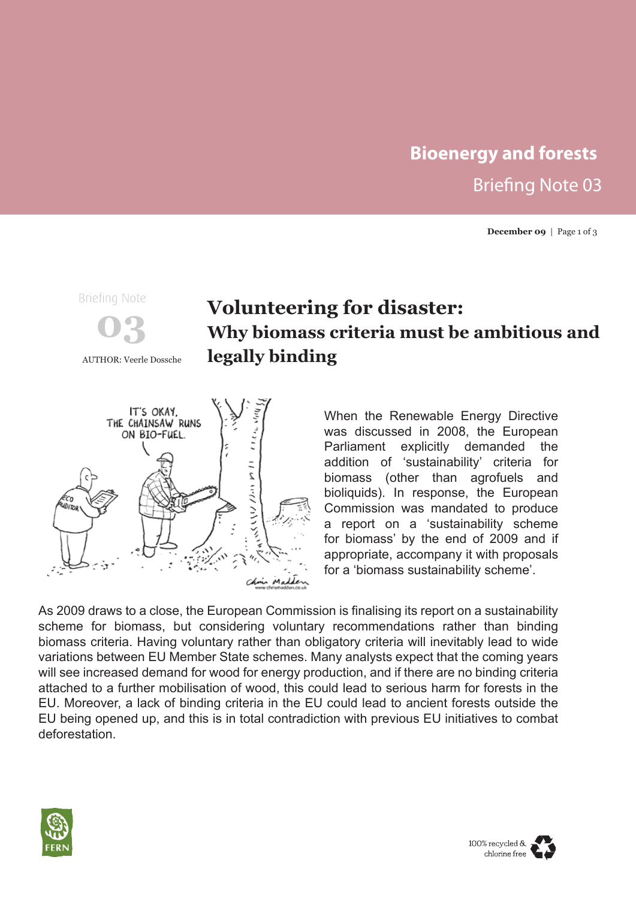# Bioenergy and forests

Briefing Note 03

December 09

Briefing Note 03

AUTHOR: Veerle Dossche

## Volunteering for disaster: Why biomass criteria must be ambitious and legally binding

When the Renewable Energy Directive was discussed in 2008, the European Parliament explicitly demanded the addition of 'sustainability' criteria for biomass (other than agrofuels and bioliquids). In response, the European Commission was mandated to produce a report on a 'sustainability scheme for biomass' by the end of 2009 and if appropriate, accompany it with proposals for a 'biomass sustainability scheme'.

As 2009 draws to a close, the European Commission is finalising its report on a sustainability scheme for biomass, but considering voluntary recommendations rather than binding biomass criteria. Having voluntary rather than obligatory criteria will inevitably lead to wide variations between EU Member State schemes. Many analysts expect that the coming years will see increased demand for wood for energy production, and if there are no binding criteria attached to a further mobilisation of wood, this could lead to serious harm for forests in the EU. Moreover, a lack of binding criteria in the EU could lead to ancient forests outside the EU being opened up, and this is in total contradiction with previous EU initiatives to combat deforestation.

FERN

100% recycled & chlorine free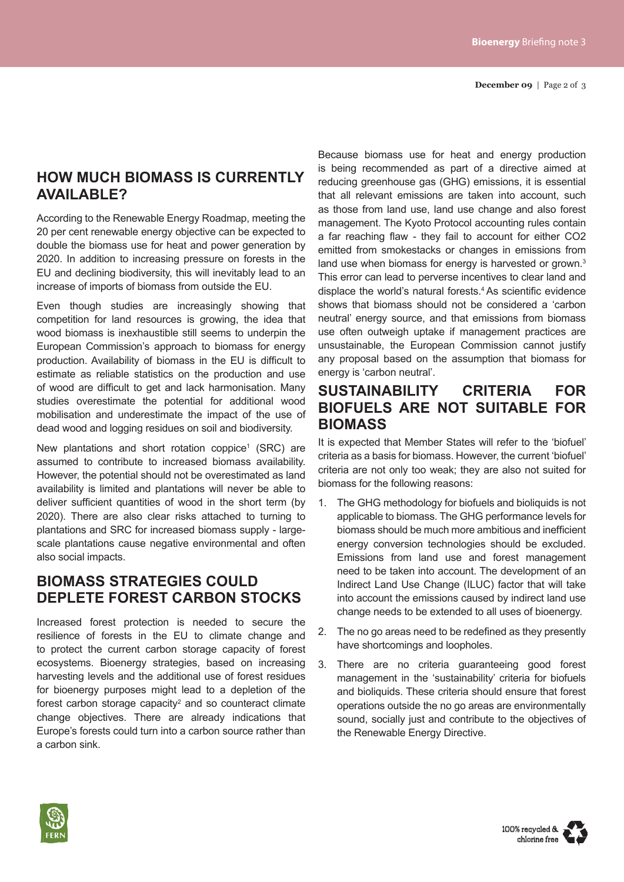## HOW MUCH BIOMASS IS CURRENTLY AVAILABLE?

According to the Renewable Energy Roadmap, meeting the 20 per cent renewable energy objective can be expected to double the biomass use for heat and power generation by 2020. In addition to increasing pressure on forests in the EU and declining biodiversity, this will inevitably lead to an increase of imports of biomass from outside the EU.

Even though studies are increasingly showing that competition for land resources is growing, the idea that wood biomass is inexhaustible still seems to underpin the European Commission's approach to biomass for energy production. Availability of biomass in the EU is difficult to estimate as reliable statistics on the production and use of wood are difficult to get and lack harmonisation. Many studies overestimate the potential for additional wood mobilisation and underestimate the impact of the use of dead wood and logging residues on soil and biodiversity.

New plantations and short rotation coppice[1] (SRC) are assumed to contribute to increased biomass availability. However, the potential should not be overestimated as land availability is limited and plantations will never be able to deliver sufficient quantities of wood in the short term (by 2020). There are also clear risks attached to turning to plantations and SRC for increased biomass supply - large-scale plantations cause negative environmental and often also social impacts.

## BIOMASS STRATEGIES COULD DEPLETE FOREST CARBON STOCKS

Increased forest protection is needed to secure the resilience of forests in the EU to climate change and to protect the current carbon storage capacity of forest ecosystems. Bioenergy strategies, based on increasing harvesting levels and the additional use of forest residues for bioenergy purposes might lead to a depletion of the forest carbon storage capacity[2] and so counteract climate change objectives. There are already indications that Europe's forests could turn into a carbon source rather than a carbon sink.

Because biomass use for heat and energy production is being recommended as part of a directive aimed at reducing greenhouse gas (GHG) emissions, it is essential that all relevant emissions are taken into account, such as those from land use, land use change and also forest management. The Kyoto Protocol accounting rules contain a far reaching flaw - they fail to account for either $CO_2$ emitted from smokestacks or changes in emissions from land use when biomass for energy is harvested or grown.[3] This error can lead to perverse incentives to clear land and displace the world's natural forests.[4] As scientific evidence shows that biomass should not be considered a 'carbon neutral' energy source, and that emissions from biomass use often outweigh uptake if management practices are unsustainable, the European Commission cannot justify any proposal based on the assumption that biomass for energy is 'carbon neutral'.

## SUSTAINABILITY CRITERIA FOR BIOFUELS ARE NOT SUITABLE FOR BIOMASS

It is expected that Member States will refer to the 'biofuel' criteria as a basis for biomass. However, the current 'biofuel' criteria are not only too weak; they are also not suited for biomass for the following reasons:

1. The GHG methodology for biofuels and bioliquids is not applicable to biomass. The GHG performance levels for biomass should be much more ambitious and inefficient energy conversion technologies should be excluded. Emissions from land use and forest management need to be taken into account. The development of an Indirect Land Use Change (ILUC) factor that will take into account the emissions caused by indirect land use change needs to be extended to all uses of bioenergy.
2. The no go areas need to be redefined as they presently have shortcomings and loopholes.
3. There are no criteria guaranteeing good forest management in the 'sustainability' criteria for biofuels and bioliquids. These criteria should ensure that forest operations outside the no go areas are environmentally sound, socially just and contribute to the objectives of the Renewable Energy Directive.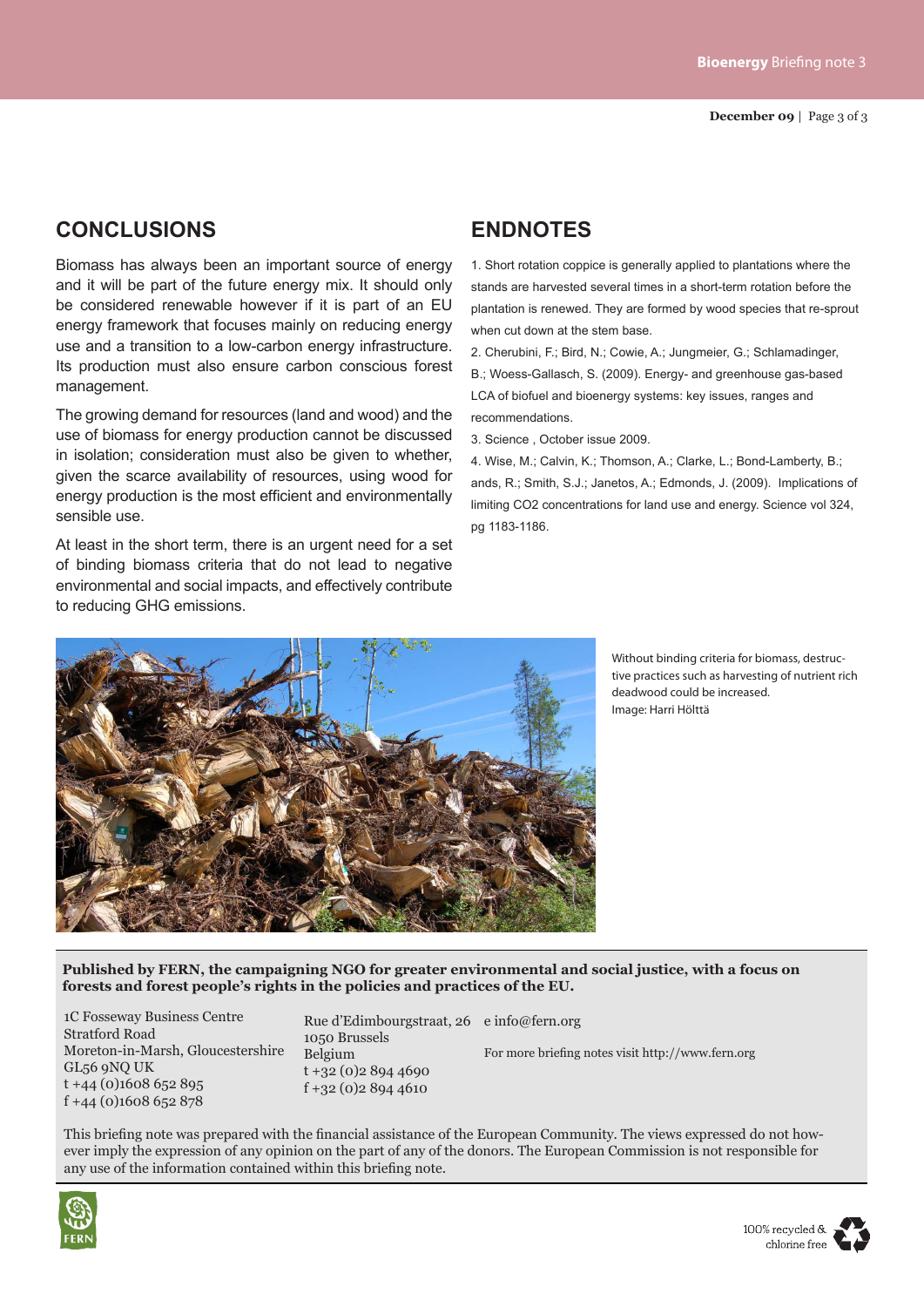## CONCLUSIONS

Biomass has always been an important source of energy and it will be part of the future energy mix. It should only be considered renewable however if it is part of an EU energy framework that focuses mainly on reducing energy use and a transition to a low-carbon energy infrastructure. Its production must also ensure carbon conscious forest management.

The growing demand for resources (land and wood) and the use of biomass for energy production cannot be discussed in isolation; consideration must also be given to whether, given the scarce availability of resources, using wood for energy production is the most efficient and environmentally sensible use.

At least in the short term, there is an urgent need for a set of binding biomass criteria that do not lead to negative environmental and social impacts, and effectively contribute to reducing GHG emissions.

## ENDNOTES

1. Short rotation coppice is generally applied to plantations where the stands are harvested several times in a short-term rotation before the plantation is renewed. They are formed by wood species that re-sprout when cut down at the stem base.

2. Cherubini, F.; Bird, N.; Cowie, A.; Jungmeier, G.; Schlamadinger, B.; Woess-Gallasch, S. (2009). Energy- and greenhouse gas-based LCA of biofuel and bioenergy systems: key issues, ranges and recommendations.

3. Science , October issue 2009.

4. Wise, M.; Calvin, K.; Thomson, A.; Clarke, L.; Bond-Lamberty, B.; ands, R.; Smith, S.J.; Janetos, A.; Edmonds, J. (2009). Implications of limiting CO2 concentrations for land use and energy. Science vol 324, pg 1183-1186.

Without binding criteria for biomass, destructive practices such as harvesting of nutrient rich deadwood could be increased.
Image: Harri Hölttä

**Published by FERN, the campaigning NGO for greater environmental and social justice, with a focus on forests and forest people's rights in the policies and practices of the EU.**

1C Fosseway Business Centre
Stratford Road
Moreton-in-Marsh, Gloucestershire
GL56 9NQ UK
t +44 (0)1608 652 895
f +44 (0)1608 652 878

Rue d'Edimbourgstraat, 26
1050 Brussels
Belgium
t +32 (0)2 894 4690
f +32 (0)2 894 4610

e info@fern.org

For more briefing notes visit http://www.fern.org

This briefing note was prepared with the financial assistance of the European Community. The views expressed do not however imply the expression of any opinion on the part of any of the donors. The European Commission is not responsible for any use of the information contained within this briefing note.

100% recycled & chlorine free